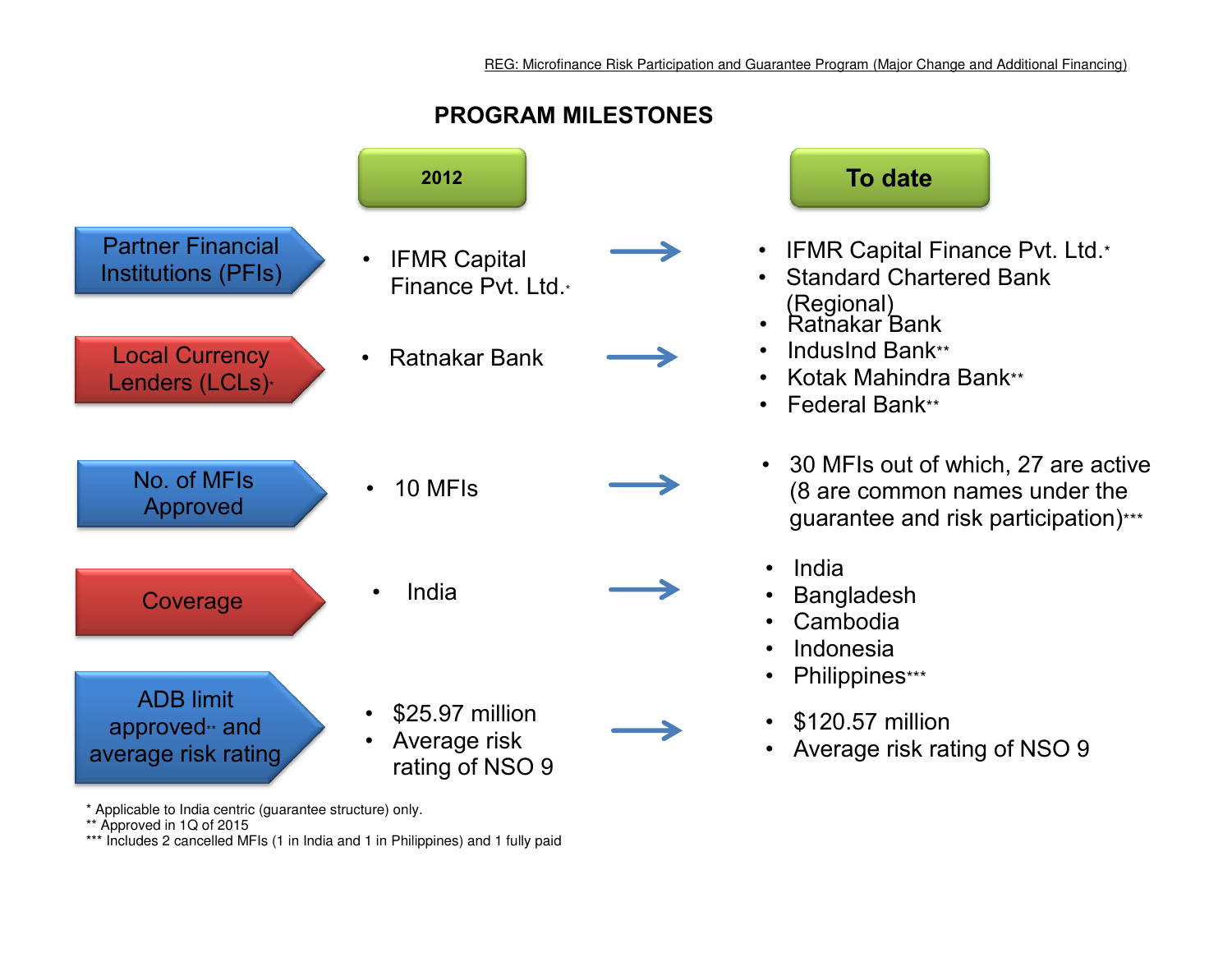## PROGRAM MILESTONES

| | 2012 | To date |
|---|---|---|
| Partner Financial Institutions (PFIs) | • IFMR Capital Finance Pvt. Ltd.* | • IFMR Capital Finance Pvt. Ltd.*<br>• Standard Chartered Bank (Regional) |
| Local Currency Lenders (LCLs)* | • Ratnakar Bank | • Ratnakar Bank<br>• IndusInd Bank**<br>• Kotak Mahindra Bank**<br>• Federal Bank** |
| No. of MFIs Approved | • 10 MFIs | • 30 MFIs out of which, 27 are active (8 are common names under the guarantee and risk participation)*** |
| Coverage | • India | • India<br>• Bangladesh<br>• Cambodia<br>• Indonesia<br>• Philippines*** |
| ADB limit approved** and average risk rating | • $25.97 million<br>• Average risk rating of NSO 9 | • $120.57 million<br>• Average risk rating of NSO 9 |

\* Applicable to India centric (guarantee structure) only.
** Approved in 1Q of 2015
*** Includes 2 cancelled MFIs (1 in India and 1 in Philippines) and 1 fully paid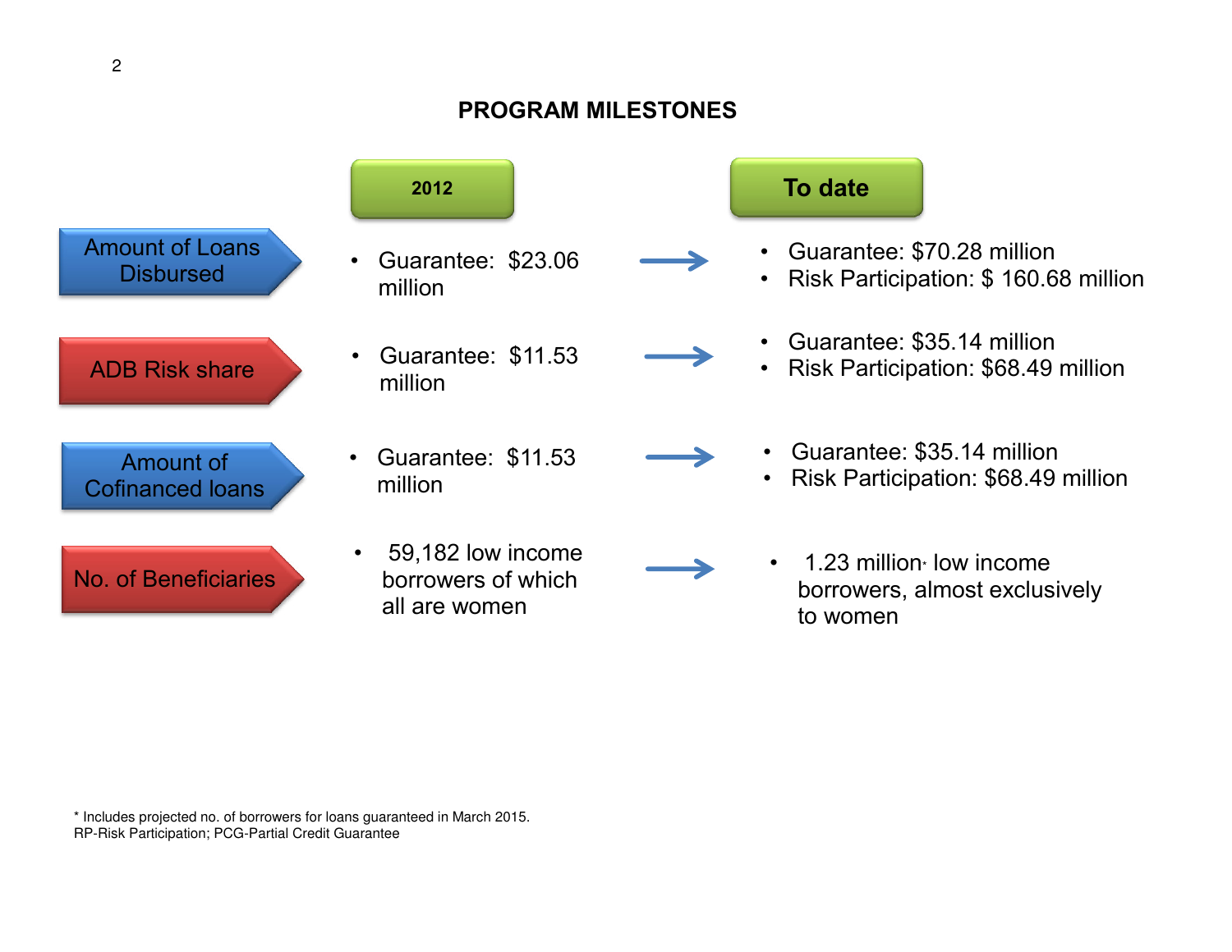# PROGRAM MILESTONES

| | 2012 | To date |
|---|---|---|
| Amount of Loans Disbursed | • Guarantee: $23.06 million | • Guarantee: $70.28 million<br>• Risk Participation: $ 160.68 million |
| ADB Risk share | • Guarantee: $11.53 million | • Guarantee: $35.14 million<br>• Risk Participation: $68.49 million |
| Amount of Cofinanced loans | • Guarantee: $11.53 million | • Guarantee: $35.14 million<br>• Risk Participation: $68.49 million |
| No. of Beneficiaries | • 59,182 low income borrowers of which all are women | • 1.23 million* low income borrowers, almost exclusively to women |

* Includes projected no. of borrowers for loans guaranteed in March 2015.
RP-Risk Participation; PCG-Partial Credit Guarantee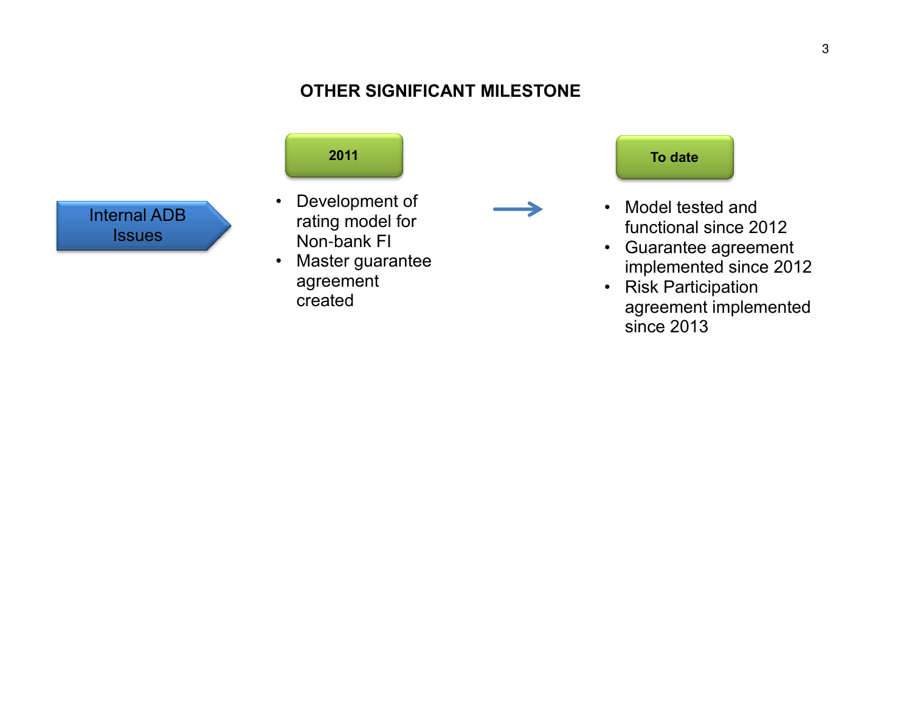## OTHER SIGNIFICANT MILESTONE

**Internal ADB Issues**

**2011**

- Development of rating model for Non-bank FI
- Master guarantee agreement created

→

**To date**

- Model tested and functional since 2012
- Guarantee agreement implemented since 2012
- Risk Participation agreement implemented since 2013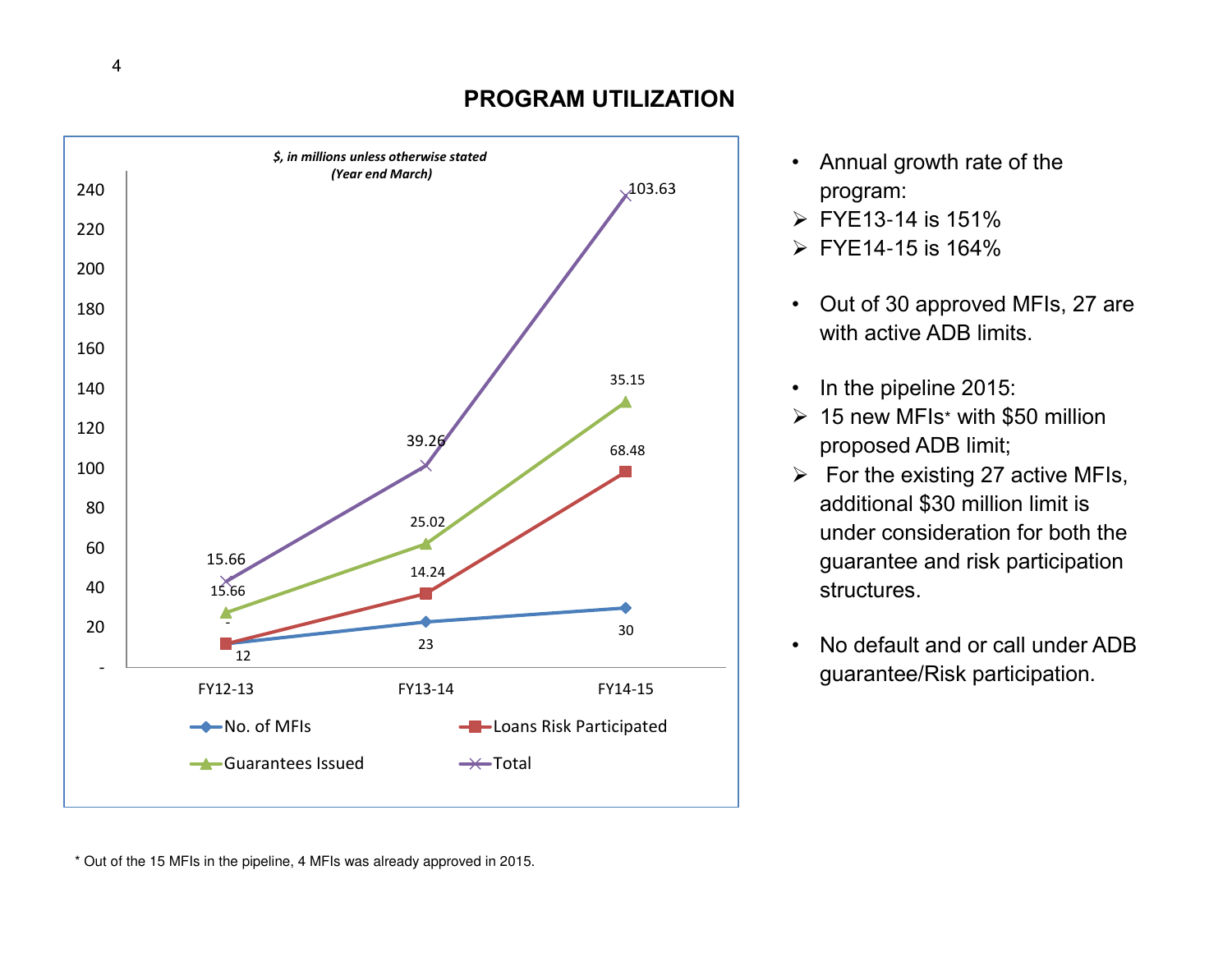## PROGRAM UTILIZATION

*$, in millions unless otherwise stated*
*(Year end March)*

240
220
200
180
160
140
120
100
80
60
40
20
-

103.63
35.15
68.48
39.26
25.02
14.24
15.66
15.66
-
12
23
30

FY12-13
FY13-14
FY14-15

No. of MFIs
Loans Risk Participated
Guarantees Issued
Total

- Annual growth rate of the program:
  - FYE13-14 is 151%
  - FYE14-15 is 164%

- Out of 30 approved MFIs, 27 are with active ADB limits.

- In the pipeline 2015:
  - 15 new MFIs* with $50 million proposed ADB limit;
  - For the existing 27 active MFIs, additional $30 million limit is under consideration for both the guarantee and risk participation structures.

- No default and or call under ADB guarantee/Risk participation.

* Out of the 15 MFIs in the pipeline, 4 MFIs was already approved in 2015.